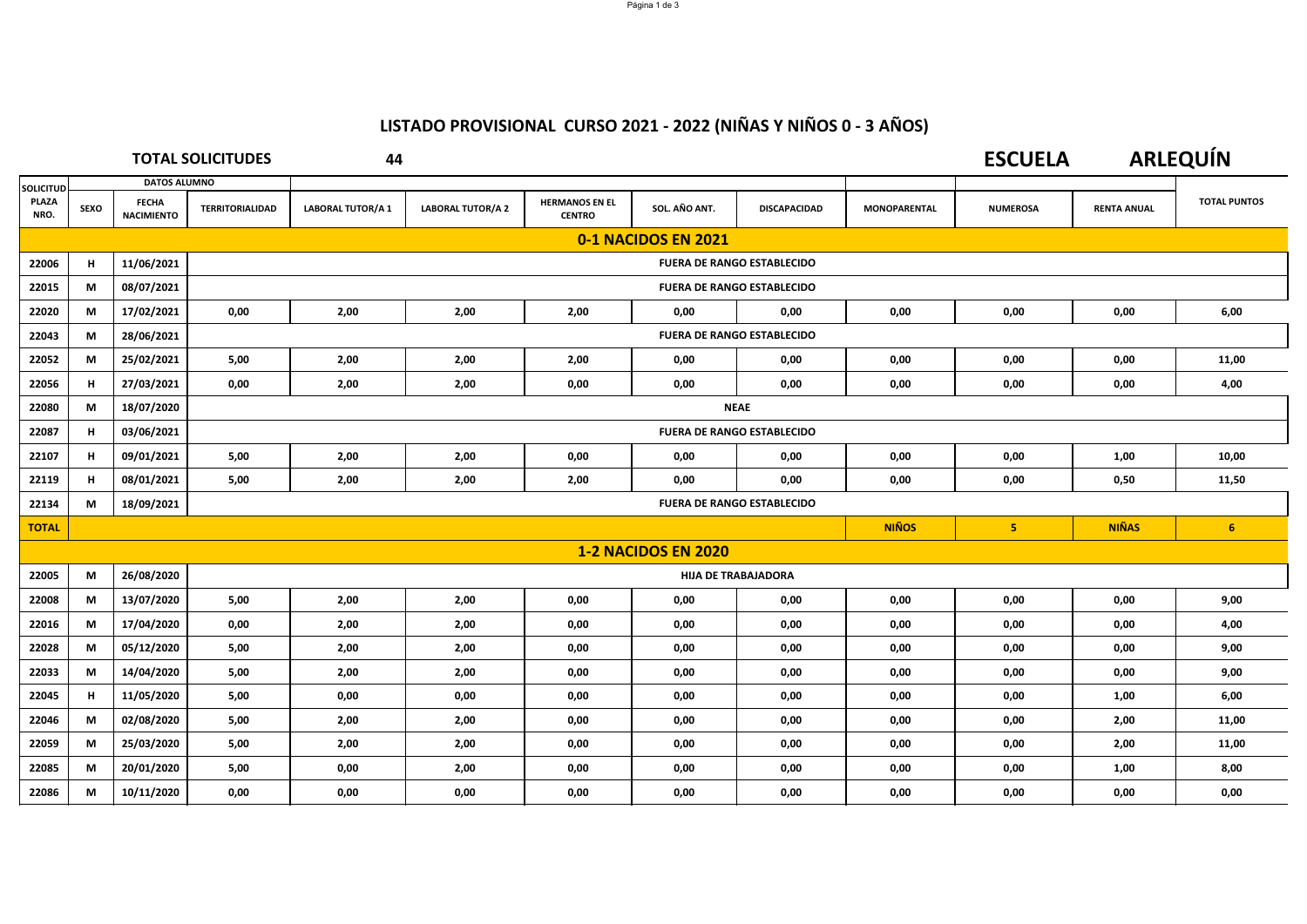# LISTADO PROVISIONAL CURSO 2021 - 2022 (NIÑAS Y NIÑOS 0 - 3 AÑOS)

**TOTAL SOLICITUDES** 44

**ESCUELA ARLEQUÍN**

| SOLICITUD | DATOS ALUMNO | | | | | | | | | | | |
|---|---|---|---|---|---|---|---|---|---|---|---|---|
| PLAZA NRO. | SEXO | FECHA NACIMIENTO | TERRITORIALIDAD | LABORAL TUTOR/A 1 | LABORAL TUTOR/A 2 | HERMANOS EN EL CENTRO | SOL. AÑO ANT. | DISCAPACIDAD | MONOPARENTAL | NUMEROSA | RENTA ANUAL | TOTAL PUNTOS |
| **0-1 NACIDOS EN 2021** | | | | | | | | | | | | |
| 22006 | H | 11/06/2021 | FUERA DE RANGO ESTABLECIDO | | | | | | | | | |
| 22015 | M | 08/07/2021 | FUERA DE RANGO ESTABLECIDO | | | | | | | | | |
| 22020 | M | 17/02/2021 | 0,00 | 2,00 | 2,00 | 2,00 | 0,00 | 0,00 | 0,00 | 0,00 | 0,00 | 6,00 |
| 22043 | M | 28/06/2021 | FUERA DE RANGO ESTABLECIDO | | | | | | | | | |
| 22052 | M | 25/02/2021 | 5,00 | 2,00 | 2,00 | 2,00 | 0,00 | 0,00 | 0,00 | 0,00 | 0,00 | 11,00 |
| 22056 | H | 27/03/2021 | 0,00 | 2,00 | 2,00 | 0,00 | 0,00 | 0,00 | 0,00 | 0,00 | 0,00 | 4,00 |
| 22080 | M | 18/07/2020 | NEAE | | | | | | | | | |
| 22087 | H | 03/06/2021 | FUERA DE RANGO ESTABLECIDO | | | | | | | | | |
| 22107 | H | 09/01/2021 | 5,00 | 2,00 | 2,00 | 0,00 | 0,00 | 0,00 | 0,00 | 0,00 | 1,00 | 10,00 |
| 22119 | H | 08/01/2021 | 5,00 | 2,00 | 2,00 | 2,00 | 0,00 | 0,00 | 0,00 | 0,00 | 0,50 | 11,50 |
| 22134 | M | 18/09/2021 | FUERA DE RANGO ESTABLECIDO | | | | | | | | | |
| **TOTAL** | | | | | | | | | **NIÑOS** | **5** | **NIÑAS** | **6** |
| **1-2 NACIDOS EN 2020** | | | | | | | | | | | | |
| 22005 | M | 26/08/2020 | HIJA DE TRABAJADORA | | | | | | | | | |
| 22008 | M | 13/07/2020 | 5,00 | 2,00 | 2,00 | 0,00 | 0,00 | 0,00 | 0,00 | 0,00 | 0,00 | 9,00 |
| 22016 | M | 17/04/2020 | 0,00 | 2,00 | 2,00 | 0,00 | 0,00 | 0,00 | 0,00 | 0,00 | 0,00 | 4,00 |
| 22028 | M | 05/12/2020 | 5,00 | 2,00 | 2,00 | 0,00 | 0,00 | 0,00 | 0,00 | 0,00 | 0,00 | 9,00 |
| 22033 | M | 14/04/2020 | 5,00 | 2,00 | 2,00 | 0,00 | 0,00 | 0,00 | 0,00 | 0,00 | 0,00 | 9,00 |
| 22045 | H | 11/05/2020 | 5,00 | 0,00 | 0,00 | 0,00 | 0,00 | 0,00 | 0,00 | 0,00 | 1,00 | 6,00 |
| 22046 | M | 02/08/2020 | 5,00 | 2,00 | 2,00 | 0,00 | 0,00 | 0,00 | 0,00 | 0,00 | 2,00 | 11,00 |
| 22059 | M | 25/03/2020 | 5,00 | 2,00 | 2,00 | 0,00 | 0,00 | 0,00 | 0,00 | 0,00 | 2,00 | 11,00 |
| 22085 | M | 20/01/2020 | 5,00 | 0,00 | 2,00 | 0,00 | 0,00 | 0,00 | 0,00 | 0,00 | 1,00 | 8,00 |
| 22086 | M | 10/11/2020 | 0,00 | 0,00 | 0,00 | 0,00 | 0,00 | 0,00 | 0,00 | 0,00 | 0,00 | 0,00 |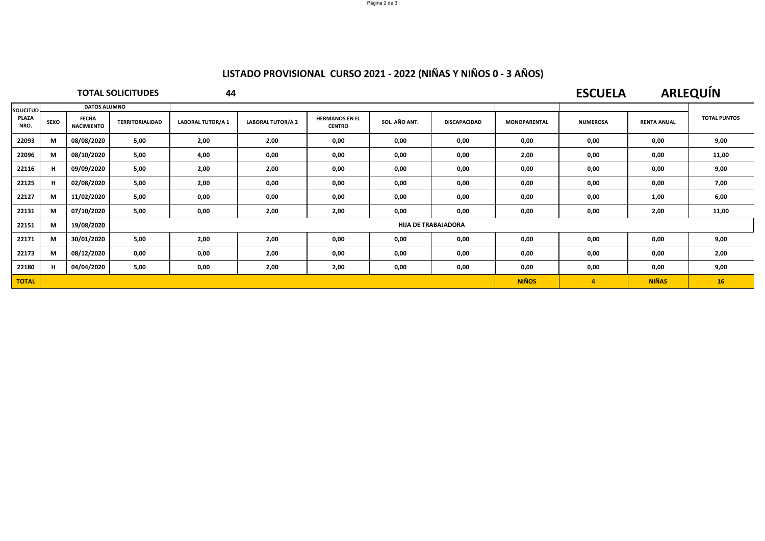## LISTADO PROVISIONAL CURSO 2021 - 2022 (NIÑAS Y NIÑOS 0 - 3 AÑOS)

**TOTAL SOLICITUDES** 44

**ESCUELA** **ARLEQUÍN**

| SOLICITUD PLAZA NRO. | DATOS ALUMNO SEXO | FECHA NACIMIENTO | TERRITORIALIDAD | LABORAL TUTOR/A 1 | LABORAL TUTOR/A 2 | HERMANOS EN EL CENTRO | SOL. AÑO ANT. | DISCAPACIDAD | MONOPARENTAL | NUMEROSA | RENTA ANUAL | TOTAL PUNTOS |
|---|---|---|---|---|---|---|---|---|---|---|---|---|
| 22093 | M | 08/08/2020 | 5,00 | 2,00 | 2,00 | 0,00 | 0,00 | 0,00 | 0,00 | 0,00 | 0,00 | 9,00 |
| 22096 | M | 08/10/2020 | 5,00 | 4,00 | 0,00 | 0,00 | 0,00 | 0,00 | 2,00 | 0,00 | 0,00 | 11,00 |
| 22116 | H | 09/09/2020 | 5,00 | 2,00 | 2,00 | 0,00 | 0,00 | 0,00 | 0,00 | 0,00 | 0,00 | 9,00 |
| 22125 | H | 02/08/2020 | 5,00 | 2,00 | 0,00 | 0,00 | 0,00 | 0,00 | 0,00 | 0,00 | 0,00 | 7,00 |
| 22127 | M | 11/02/2020 | 5,00 | 0,00 | 0,00 | 0,00 | 0,00 | 0,00 | 0,00 | 0,00 | 1,00 | 6,00 |
| 22131 | M | 07/10/2020 | 5,00 | 0,00 | 2,00 | 2,00 | 0,00 | 0,00 | 0,00 | 0,00 | 2,00 | 11,00 |
| 22151 | M | 19/08/2020 | HIJA DE TRABAJADORA | | | | | | | | | |
| 22171 | M | 30/01/2020 | 5,00 | 2,00 | 2,00 | 0,00 | 0,00 | 0,00 | 0,00 | 0,00 | 0,00 | 9,00 |
| 22173 | M | 08/12/2020 | 0,00 | 0,00 | 2,00 | 0,00 | 0,00 | 0,00 | 0,00 | 0,00 | 0,00 | 2,00 |
| 22180 | H | 04/04/2020 | 5,00 | 0,00 | 2,00 | 2,00 | 0,00 | 0,00 | 0,00 | 0,00 | 0,00 | 9,00 |
| **TOTAL** | | | | | | | | | **NIÑOS** | **4** | **NIÑAS** | **16** |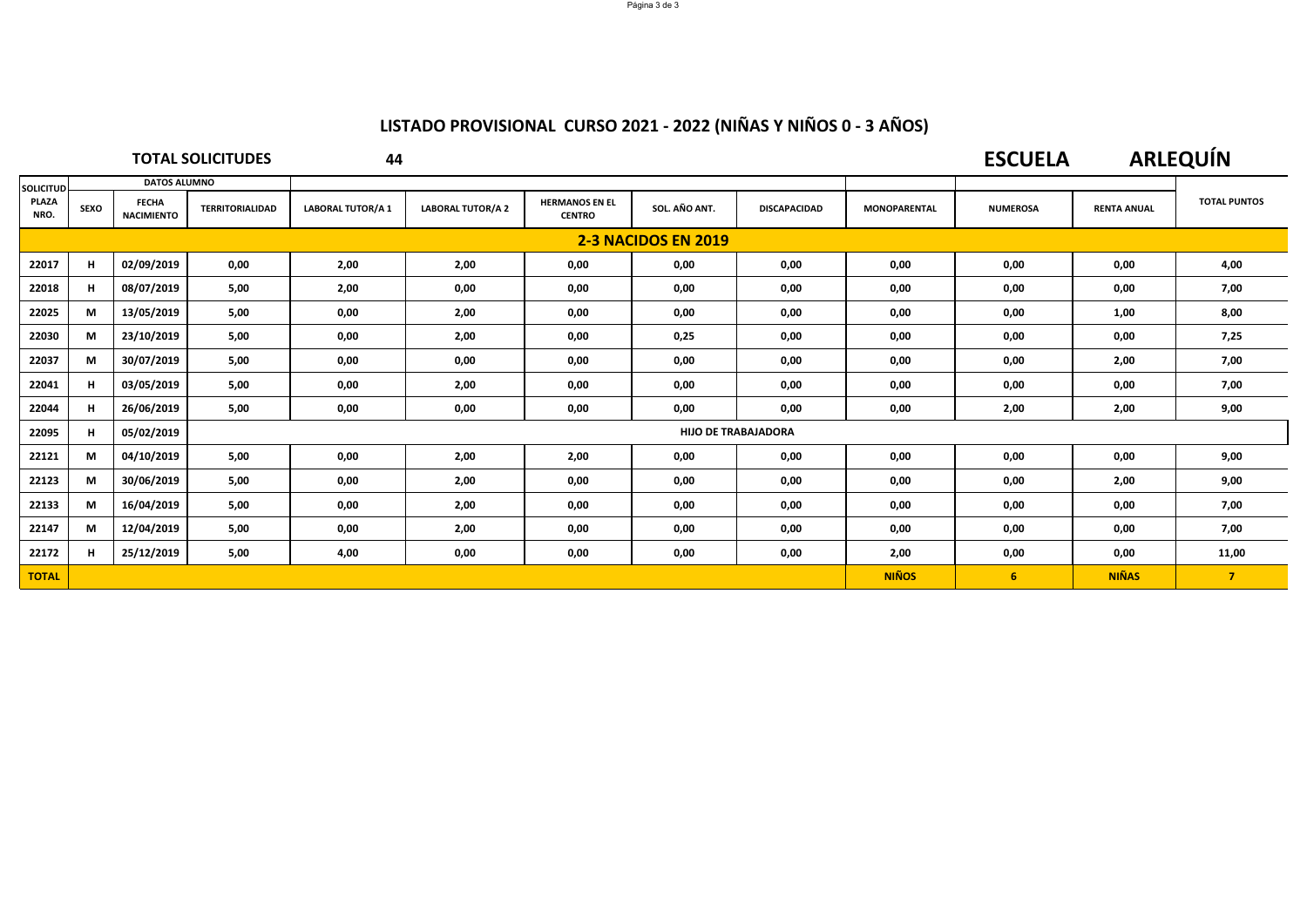# LISTADO PROVISIONAL CURSO 2021 - 2022 (NIÑAS Y NIÑOS 0 - 3 AÑOS)

**TOTAL SOLICITUDES** 44 **ESCUELA ARLEQUÍN**

| SOLICITUD | DATOS ALUMNO | | | | | | | | | | |
|---|---|---|---|---|---|---|---|---|---|---|---|
| PLAZA NRO. | SEXO | FECHA NACIMIENTO | TERRITORIALIDAD | LABORAL TUTOR/A 1 | LABORAL TUTOR/A 2 | HERMANOS EN EL CENTRO | SOL. AÑO ANT. | DISCAPACIDAD | MONOPARENTAL | NUMEROSA | RENTA ANUAL | TOTAL PUNTOS |
| **2-3 NACIDOS EN 2019** | | | | | | | | | | | | |
| 22017 | H | 02/09/2019 | 0,00 | 2,00 | 2,00 | 0,00 | 0,00 | 0,00 | 0,00 | 0,00 | 0,00 | 4,00 |
| 22018 | H | 08/07/2019 | 5,00 | 2,00 | 0,00 | 0,00 | 0,00 | 0,00 | 0,00 | 0,00 | 0,00 | 7,00 |
| 22025 | M | 13/05/2019 | 5,00 | 0,00 | 2,00 | 0,00 | 0,00 | 0,00 | 0,00 | 0,00 | 1,00 | 8,00 |
| 22030 | M | 23/10/2019 | 5,00 | 0,00 | 2,00 | 0,00 | 0,25 | 0,00 | 0,00 | 0,00 | 0,00 | 7,25 |
| 22037 | M | 30/07/2019 | 5,00 | 0,00 | 0,00 | 0,00 | 0,00 | 0,00 | 0,00 | 0,00 | 2,00 | 7,00 |
| 22041 | H | 03/05/2019 | 5,00 | 0,00 | 2,00 | 0,00 | 0,00 | 0,00 | 0,00 | 0,00 | 0,00 | 7,00 |
| 22044 | H | 26/06/2019 | 5,00 | 0,00 | 0,00 | 0,00 | 0,00 | 0,00 | 0,00 | 2,00 | 2,00 | 9,00 |
| 22095 | H | 05/02/2019 | HIJO DE TRABAJADORA | | | | | | | | | |
| 22121 | M | 04/10/2019 | 5,00 | 0,00 | 2,00 | 2,00 | 0,00 | 0,00 | 0,00 | 0,00 | 0,00 | 9,00 |
| 22123 | M | 30/06/2019 | 5,00 | 0,00 | 2,00 | 0,00 | 0,00 | 0,00 | 0,00 | 0,00 | 2,00 | 9,00 |
| 22133 | M | 16/04/2019 | 5,00 | 0,00 | 2,00 | 0,00 | 0,00 | 0,00 | 0,00 | 0,00 | 0,00 | 7,00 |
| 22147 | M | 12/04/2019 | 5,00 | 0,00 | 2,00 | 0,00 | 0,00 | 0,00 | 0,00 | 0,00 | 0,00 | 7,00 |
| 22172 | H | 25/12/2019 | 5,00 | 4,00 | 0,00 | 0,00 | 0,00 | 0,00 | 2,00 | 0,00 | 0,00 | 11,00 |
| **TOTAL** | | | | | | | | | **NIÑOS** | **6** | **NIÑAS** | **7** |